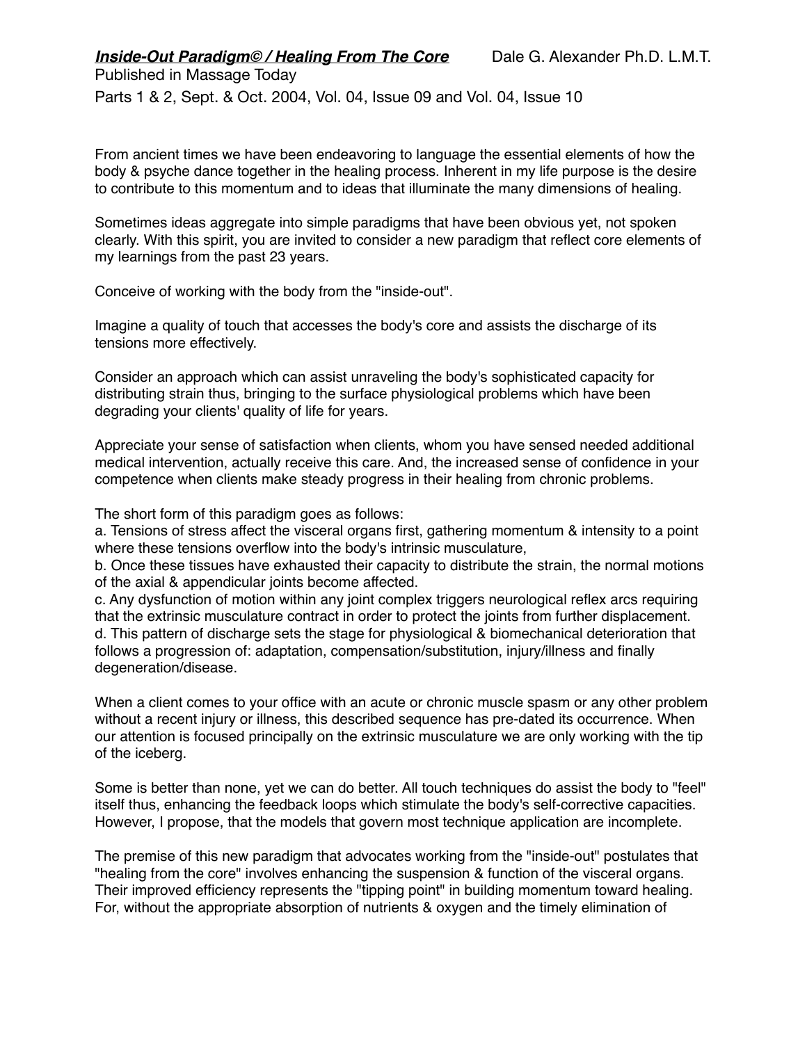***Inside-Out Paradigm© / Healing From The Core*** Dale G. Alexander Ph.D. L.M.T.

Published in Massage Today

Parts 1 & 2, Sept. & Oct. 2004, Vol. 04, Issue 09 and Vol. 04, Issue 10

From ancient times we have been endeavoring to language the essential elements of how the body & psyche dance together in the healing process. Inherent in my life purpose is the desire to contribute to this momentum and to ideas that illuminate the many dimensions of healing.

Sometimes ideas aggregate into simple paradigms that have been obvious yet, not spoken clearly. With this spirit, you are invited to consider a new paradigm that reflect core elements of my learnings from the past 23 years.

Conceive of working with the body from the "inside-out".

Imagine a quality of touch that accesses the body's core and assists the discharge of its tensions more effectively.

Consider an approach which can assist unraveling the body's sophisticated capacity for distributing strain thus, bringing to the surface physiological problems which have been degrading your clients' quality of life for years.

Appreciate your sense of satisfaction when clients, whom you have sensed needed additional medical intervention, actually receive this care. And, the increased sense of confidence in your competence when clients make steady progress in their healing from chronic problems.

The short form of this paradigm goes as follows:

a. Tensions of stress affect the visceral organs first, gathering momentum & intensity to a point where these tensions overflow into the body's intrinsic musculature,

b. Once these tissues have exhausted their capacity to distribute the strain, the normal motions of the axial & appendicular joints become affected.

c. Any dysfunction of motion within any joint complex triggers neurological reflex arcs requiring that the extrinsic musculature contract in order to protect the joints from further displacement.

d. This pattern of discharge sets the stage for physiological & biomechanical deterioration that follows a progression of: adaptation, compensation/substitution, injury/illness and finally degeneration/disease.

When a client comes to your office with an acute or chronic muscle spasm or any other problem without a recent injury or illness, this described sequence has pre-dated its occurrence. When our attention is focused principally on the extrinsic musculature we are only working with the tip of the iceberg.

Some is better than none, yet we can do better. All touch techniques do assist the body to "feel" itself thus, enhancing the feedback loops which stimulate the body's self-corrective capacities. However, I propose, that the models that govern most technique application are incomplete.

The premise of this new paradigm that advocates working from the "inside-out" postulates that "healing from the core" involves enhancing the suspension & function of the visceral organs. Their improved efficiency represents the "tipping point" in building momentum toward healing. For, without the appropriate absorption of nutrients & oxygen and the timely elimination of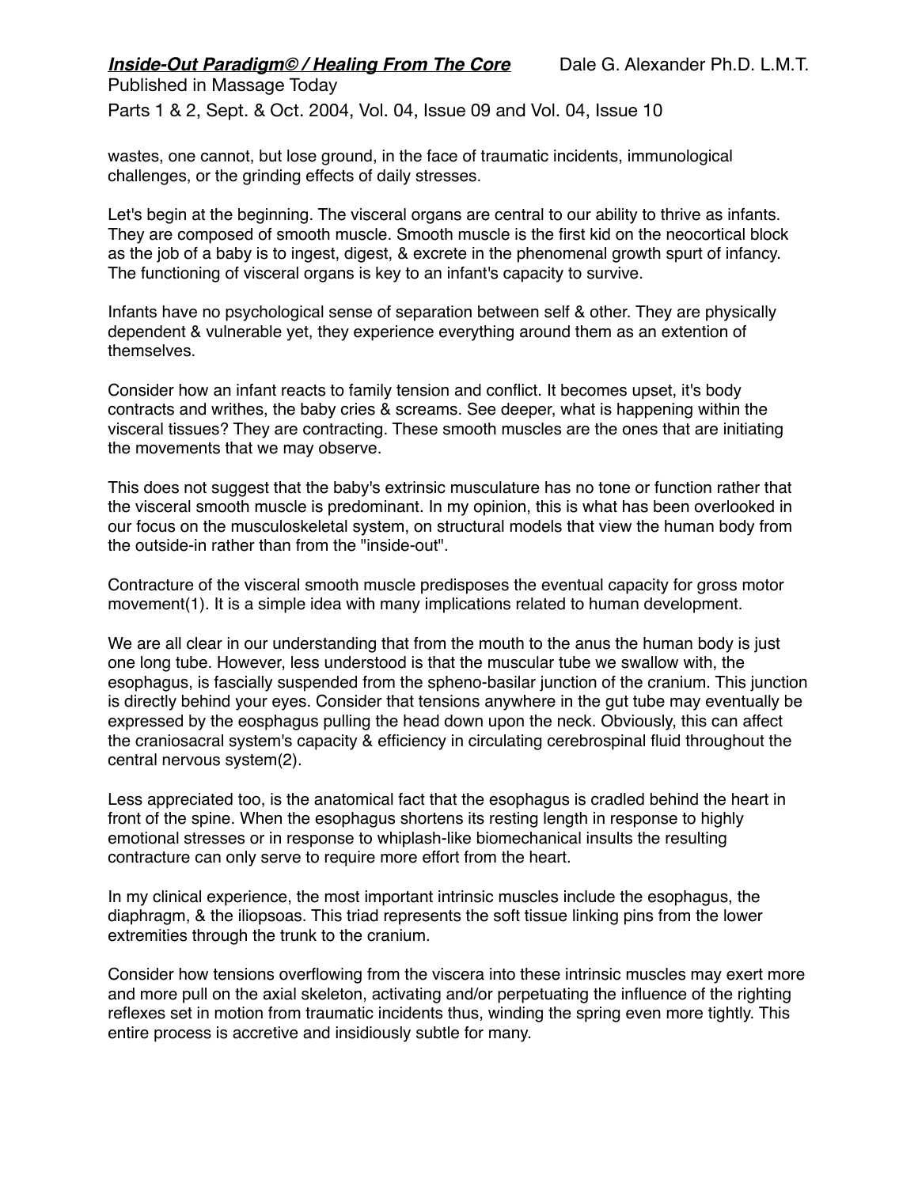wastes, one cannot, but lose ground, in the face of traumatic incidents, immunological challenges, or the grinding effects of daily stresses.

Let's begin at the beginning. The visceral organs are central to our ability to thrive as infants. They are composed of smooth muscle. Smooth muscle is the first kid on the neocortical block as the job of a baby is to ingest, digest, & excrete in the phenomenal growth spurt of infancy. The functioning of visceral organs is key to an infant's capacity to survive.

Infants have no psychological sense of separation between self & other. They are physically dependent & vulnerable yet, they experience everything around them as an extention of themselves.

Consider how an infant reacts to family tension and conflict. It becomes upset, it's body contracts and writhes, the baby cries & screams. See deeper, what is happening within the visceral tissues? They are contracting. These smooth muscles are the ones that are initiating the movements that we may observe.

This does not suggest that the baby's extrinsic musculature has no tone or function rather that the visceral smooth muscle is predominant. In my opinion, this is what has been overlooked in our focus on the musculoskeletal system, on structural models that view the human body from the outside-in rather than from the "inside-out".

Contracture of the visceral smooth muscle predisposes the eventual capacity for gross motor movement(1). It is a simple idea with many implications related to human development.

We are all clear in our understanding that from the mouth to the anus the human body is just one long tube. However, less understood is that the muscular tube we swallow with, the esophagus, is fascially suspended from the spheno-basilar junction of the cranium. This junction is directly behind your eyes. Consider that tensions anywhere in the gut tube may eventually be expressed by the eosphagus pulling the head down upon the neck. Obviously, this can affect the craniosacral system's capacity & efficiency in circulating cerebrospinal fluid throughout the central nervous system(2).

Less appreciated too, is the anatomical fact that the esophagus is cradled behind the heart in front of the spine. When the esophagus shortens its resting length in response to highly emotional stresses or in response to whiplash-like biomechanical insults the resulting contracture can only serve to require more effort from the heart.

In my clinical experience, the most important intrinsic muscles include the esophagus, the diaphragm, & the iliopsoas. This triad represents the soft tissue linking pins from the lower extremities through the trunk to the cranium.

Consider how tensions overflowing from the viscera into these intrinsic muscles may exert more and more pull on the axial skeleton, activating and/or perpetuating the influence of the righting reflexes set in motion from traumatic incidents thus, winding the spring even more tightly. This entire process is accretive and insidiously subtle for many.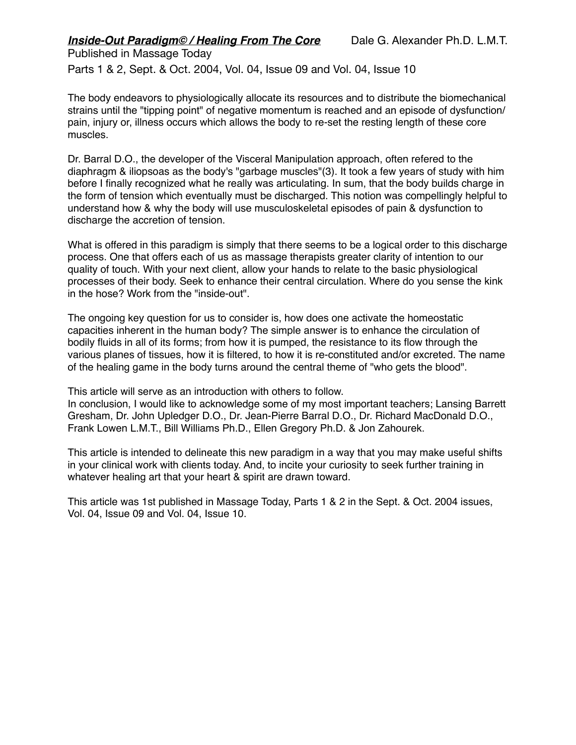The body endeavors to physiologically allocate its resources and to distribute the biomechanical strains until the "tipping point" of negative momentum is reached and an episode of dysfunction/ pain, injury or, illness occurs which allows the body to re-set the resting length of these core muscles.

Dr. Barral D.O., the developer of the Visceral Manipulation approach, often refered to the diaphragm & iliopsoas as the body's "garbage muscles"(3). It took a few years of study with him before I finally recognized what he really was articulating. In sum, that the body builds charge in the form of tension which eventually must be discharged. This notion was compellingly helpful to understand how & why the body will use musculoskeletal episodes of pain & dysfunction to discharge the accretion of tension.

What is offered in this paradigm is simply that there seems to be a logical order to this discharge process. One that offers each of us as massage therapists greater clarity of intention to our quality of touch. With your next client, allow your hands to relate to the basic physiological processes of their body. Seek to enhance their central circulation. Where do you sense the kink in the hose? Work from the "inside-out".

The ongoing key question for us to consider is, how does one activate the homeostatic capacities inherent in the human body? The simple answer is to enhance the circulation of bodily fluids in all of its forms; from how it is pumped, the resistance to its flow through the various planes of tissues, how it is filtered, to how it is re-constituted and/or excreted. The name of the healing game in the body turns around the central theme of "who gets the blood".

This article will serve as an introduction with others to follow.
In conclusion, I would like to acknowledge some of my most important teachers; Lansing Barrett Gresham, Dr. John Upledger D.O., Dr. Jean-Pierre Barral D.O., Dr. Richard MacDonald D.O., Frank Lowen L.M.T., Bill Williams Ph.D., Ellen Gregory Ph.D. & Jon Zahourek.

This article is intended to delineate this new paradigm in a way that you may make useful shifts in your clinical work with clients today. And, to incite your curiosity to seek further training in whatever healing art that your heart & spirit are drawn toward.

This article was 1st published in Massage Today, Parts 1 & 2 in the Sept. & Oct. 2004 issues, Vol. 04, Issue 09 and Vol. 04, Issue 10.